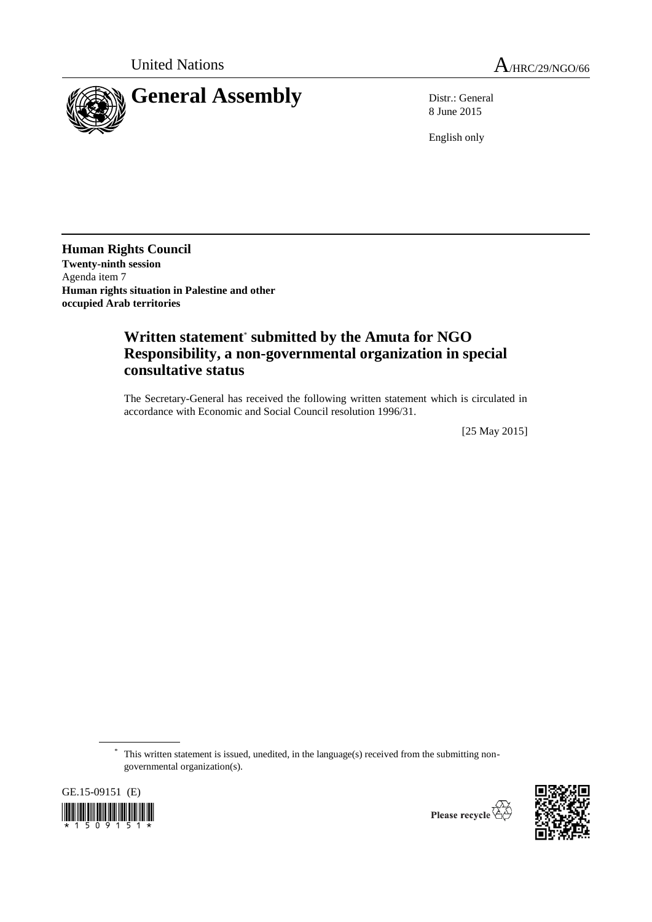United Nations A/HRC/29/NGO/66

# General Assembly

Distr.: General
8 June 2015

English only

**Human Rights Council**
**Twenty-ninth session**
Agenda item 7
**Human rights situation in Palestine and other occupied Arab territories**

## Written statement* submitted by the Amuta for NGO Responsibility, a non-governmental organization in special consultative status

The Secretary-General has received the following written statement which is circulated in accordance with Economic and Social Council resolution 1996/31.

[25 May 2015]

* This written statement is issued, unedited, in the language(s) received from the submitting non-governmental organization(s).

GE.15-09151 (E)

Please recycle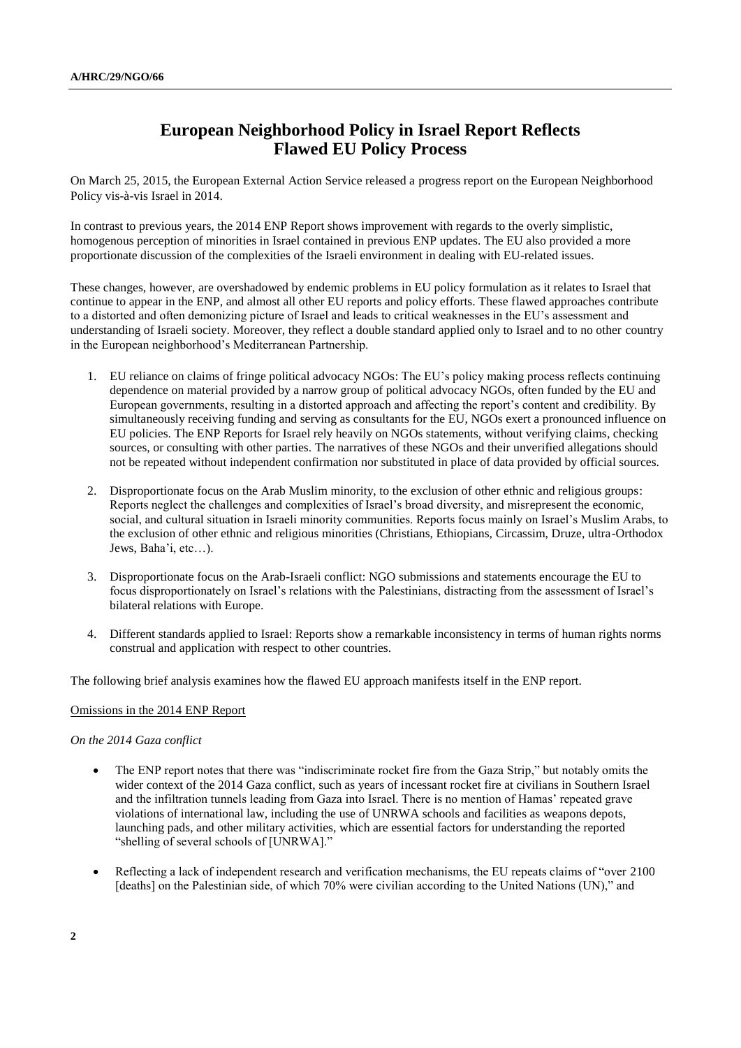# European Neighborhood Policy in Israel Report Reflects Flawed EU Policy Process

On March 25, 2015, the European External Action Service released a progress report on the European Neighborhood Policy vis-à-vis Israel in 2014.

In contrast to previous years, the 2014 ENP Report shows improvement with regards to the overly simplistic, homogenous perception of minorities in Israel contained in previous ENP updates. The EU also provided a more proportionate discussion of the complexities of the Israeli environment in dealing with EU-related issues.

These changes, however, are overshadowed by endemic problems in EU policy formulation as it relates to Israel that continue to appear in the ENP, and almost all other EU reports and policy efforts. These flawed approaches contribute to a distorted and often demonizing picture of Israel and leads to critical weaknesses in the EU's assessment and understanding of Israeli society. Moreover, they reflect a double standard applied only to Israel and to no other country in the European neighborhood's Mediterranean Partnership.

1. EU reliance on claims of fringe political advocacy NGOs: The EU's policy making process reflects continuing dependence on material provided by a narrow group of political advocacy NGOs, often funded by the EU and European governments, resulting in a distorted approach and affecting the report's content and credibility. By simultaneously receiving funding and serving as consultants for the EU, NGOs exert a pronounced influence on EU policies. The ENP Reports for Israel rely heavily on NGOs statements, without verifying claims, checking sources, or consulting with other parties. The narratives of these NGOs and their unverified allegations should not be repeated without independent confirmation nor substituted in place of data provided by official sources.

2. Disproportionate focus on the Arab Muslim minority, to the exclusion of other ethnic and religious groups: Reports neglect the challenges and complexities of Israel's broad diversity, and misrepresent the economic, social, and cultural situation in Israeli minority communities. Reports focus mainly on Israel's Muslim Arabs, to the exclusion of other ethnic and religious minorities (Christians, Ethiopians, Circassim, Druze, ultra-Orthodox Jews, Baha'i, etc…).

3. Disproportionate focus on the Arab-Israeli conflict: NGO submissions and statements encourage the EU to focus disproportionately on Israel's relations with the Palestinians, distracting from the assessment of Israel's bilateral relations with Europe.

4. Different standards applied to Israel: Reports show a remarkable inconsistency in terms of human rights norms construal and application with respect to other countries.

The following brief analysis examines how the flawed EU approach manifests itself in the ENP report.

<u>Omissions in the 2014 ENP Report</u>

*On the 2014 Gaza conflict*

- The ENP report notes that there was "indiscriminate rocket fire from the Gaza Strip," but notably omits the wider context of the 2014 Gaza conflict, such as years of incessant rocket fire at civilians in Southern Israel and the infiltration tunnels leading from Gaza into Israel. There is no mention of Hamas' repeated grave violations of international law, including the use of UNRWA schools and facilities as weapons depots, launching pads, and other military activities, which are essential factors for understanding the reported "shelling of several schools of [UNRWA]."

- Reflecting a lack of independent research and verification mechanisms, the EU repeats claims of "over 2100 [deaths] on the Palestinian side, of which 70% were civilian according to the United Nations (UN)," and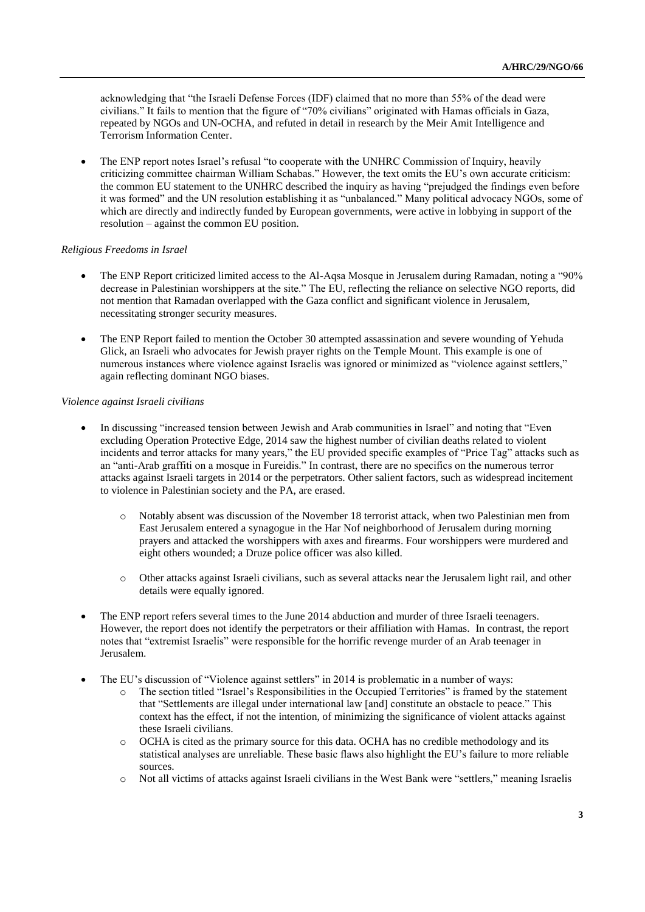acknowledging that "the Israeli Defense Forces (IDF) claimed that no more than 55% of the dead were civilians." It fails to mention that the figure of "70% civilians" originated with Hamas officials in Gaza, repeated by NGOs and UN-OCHA, and refuted in detail in research by the Meir Amit Intelligence and Terrorism Information Center.

- The ENP report notes Israel's refusal "to cooperate with the UNHRC Commission of Inquiry, heavily criticizing committee chairman William Schabas." However, the text omits the EU's own accurate criticism: the common EU statement to the UNHRC described the inquiry as having "prejudged the findings even before it was formed" and the UN resolution establishing it as "unbalanced." Many political advocacy NGOs, some of which are directly and indirectly funded by European governments, were active in lobbying in support of the resolution – against the common EU position.

*Religious Freedoms in Israel*

- The ENP Report criticized limited access to the Al-Aqsa Mosque in Jerusalem during Ramadan, noting a "90% decrease in Palestinian worshippers at the site." The EU, reflecting the reliance on selective NGO reports, did not mention that Ramadan overlapped with the Gaza conflict and significant violence in Jerusalem, necessitating stronger security measures.

- The ENP Report failed to mention the October 30 attempted assassination and severe wounding of Yehuda Glick, an Israeli who advocates for Jewish prayer rights on the Temple Mount. This example is one of numerous instances where violence against Israelis was ignored or minimized as "violence against settlers," again reflecting dominant NGO biases.

*Violence against Israeli civilians*

- In discussing "increased tension between Jewish and Arab communities in Israel" and noting that "Even excluding Operation Protective Edge, 2014 saw the highest number of civilian deaths related to violent incidents and terror attacks for many years," the EU provided specific examples of "Price Tag" attacks such as an "anti-Arab graffiti on a mosque in Fureidis." In contrast, there are no specifics on the numerous terror attacks against Israeli targets in 2014 or the perpetrators. Other salient factors, such as widespread incitement to violence in Palestinian society and the PA, are erased.
  - Notably absent was discussion of the November 18 terrorist attack, when two Palestinian men from East Jerusalem entered a synagogue in the Har Nof neighborhood of Jerusalem during morning prayers and attacked the worshippers with axes and firearms. Four worshippers were murdered and eight others wounded; a Druze police officer was also killed.
  - Other attacks against Israeli civilians, such as several attacks near the Jerusalem light rail, and other details were equally ignored.

- The ENP report refers several times to the June 2014 abduction and murder of three Israeli teenagers. However, the report does not identify the perpetrators or their affiliation with Hamas. In contrast, the report notes that "extremist Israelis" were responsible for the horrific revenge murder of an Arab teenager in Jerusalem.

- The EU's discussion of "Violence against settlers" in 2014 is problematic in a number of ways:
  - The section titled "Israel's Responsibilities in the Occupied Territories" is framed by the statement that "Settlements are illegal under international law [and] constitute an obstacle to peace." This context has the effect, if not the intention, of minimizing the significance of violent attacks against these Israeli civilians.
  - OCHA is cited as the primary source for this data. OCHA has no credible methodology and its statistical analyses are unreliable. These basic flaws also highlight the EU's failure to more reliable sources.
  - Not all victims of attacks against Israeli civilians in the West Bank were "settlers," meaning Israelis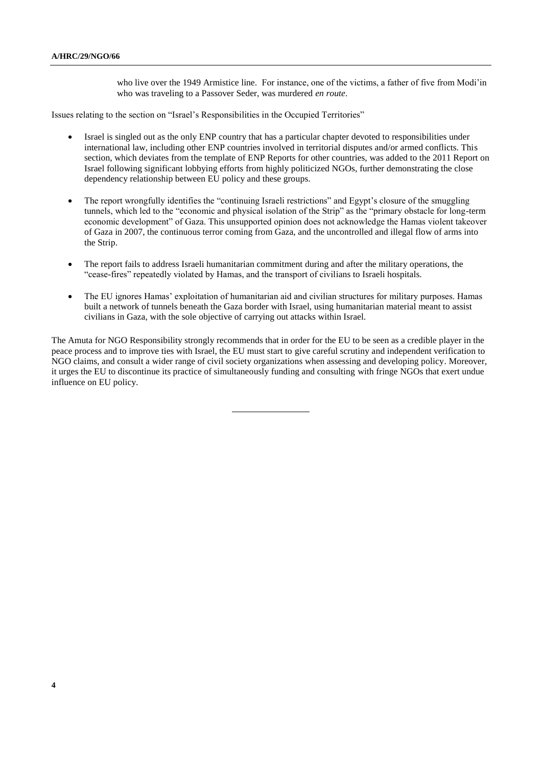who live over the 1949 Armistice line. For instance, one of the victims, a father of five from Modi'in who was traveling to a Passover Seder, was murdered *en route*.

Issues relating to the section on "Israel's Responsibilities in the Occupied Territories"

- Israel is singled out as the only ENP country that has a particular chapter devoted to responsibilities under international law, including other ENP countries involved in territorial disputes and/or armed conflicts. This section, which deviates from the template of ENP Reports for other countries, was added to the 2011 Report on Israel following significant lobbying efforts from highly politicized NGOs, further demonstrating the close dependency relationship between EU policy and these groups.
- The report wrongfully identifies the "continuing Israeli restrictions" and Egypt's closure of the smuggling tunnels, which led to the "economic and physical isolation of the Strip" as the "primary obstacle for long-term economic development" of Gaza. This unsupported opinion does not acknowledge the Hamas violent takeover of Gaza in 2007, the continuous terror coming from Gaza, and the uncontrolled and illegal flow of arms into the Strip.
- The report fails to address Israeli humanitarian commitment during and after the military operations, the "cease-fires" repeatedly violated by Hamas, and the transport of civilians to Israeli hospitals.
- The EU ignores Hamas' exploitation of humanitarian aid and civilian structures for military purposes. Hamas built a network of tunnels beneath the Gaza border with Israel, using humanitarian material meant to assist civilians in Gaza, with the sole objective of carrying out attacks within Israel.

The Amuta for NGO Responsibility strongly recommends that in order for the EU to be seen as a credible player in the peace process and to improve ties with Israel, the EU must start to give careful scrutiny and independent verification to NGO claims, and consult a wider range of civil society organizations when assessing and developing policy. Moreover, it urges the EU to discontinue its practice of simultaneously funding and consulting with fringe NGOs that exert undue influence on EU policy.